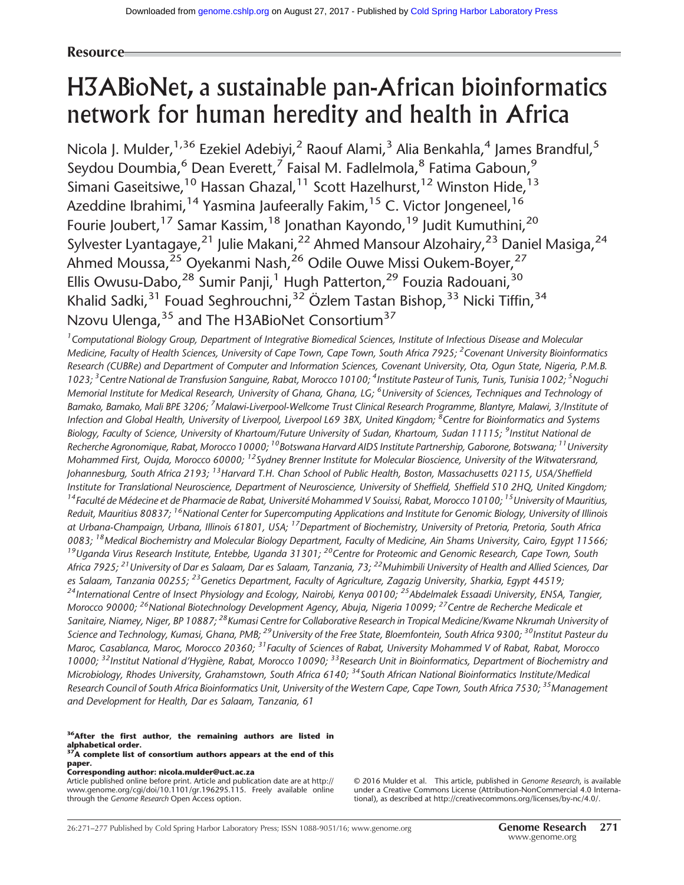**Resource**

# H3ABioNet, a sustainable pan-African bioinformatics network for human heredity and health in Africa

Nicola J. Mulder,[1,36] Ezekiel Adebiyi,[2] Raouf Alami,[3] Alia Benkahla,[4] James Brandful,[5] Seydou Doumbia,[6] Dean Everett,[7] Faisal M. Fadlelmola,[8] Fatima Gaboun,[9] Simani Gaseitsiwe,[10] Hassan Ghazal,[11] Scott Hazelhurst,[12] Winston Hide,[13] Azeddine Ibrahimi,[14] Yasmina Jaufeerally Fakim,[15] C. Victor Jongeneel,[16] Fourie Joubert,[17] Samar Kassim,[18] Jonathan Kayondo,[19] Judit Kumuthini,[20] Sylvester Lyantagaye,[21] Julie Makani,[22] Ahmed Mansour Alzohairy,[23] Daniel Masiga,[24] Ahmed Moussa,[25] Oyekanmi Nash,[26] Odile Ouwe Missi Oukem-Boyer,[27] Ellis Owusu-Dabo,[28] Sumir Panji,[1] Hugh Patterton,[29] Fouzia Radouani,[30] Khalid Sadki,[31] Fouad Seghrouchni,[32] Özlem Tastan Bishop,[33] Nicki Tiffin,[34] Nzovu Ulenga,[35] and The H3ABioNet Consortium[37]

*[1]Computational Biology Group, Department of Integrative Biomedical Sciences, Institute of Infectious Disease and Molecular Medicine, Faculty of Health Sciences, University of Cape Town, Cape Town, South Africa 7925; [2]Covenant University Bioinformatics Research (CUBRe) and Department of Computer and Information Sciences, Covenant University, Ota, Ogun State, Nigeria, P.M.B. 1023; [3]Centre National de Transfusion Sanguine, Rabat, Morocco 10100; [4]Institute Pasteur of Tunis, Tunis, Tunisia 1002; [5]Noguchi Memorial Institute for Medical Research, University of Ghana, Ghana, LG; [6]University of Sciences, Techniques and Technology of Bamako, Bamako, Mali BPE 3206; [7]Malawi-Liverpool-Wellcome Trust Clinical Research Programme, Blantyre, Malawi, 3/Institute of Infection and Global Health, University of Liverpool, Liverpool L69 3BX, United Kingdom; [8]Centre for Bioinformatics and Systems Biology, Faculty of Science, University of Khartoum/Future University of Sudan, Khartoum, Sudan 11115; [9]Institut National de Recherche Agronomique, Rabat, Morocco 10000; [10]Botswana Harvard AIDS Institute Partnership, Gaborone, Botswana; [11]University Mohammed First, Oujda, Morocco 60000; [12]Sydney Brenner Institute for Molecular Bioscience, University of the Witwatersrand, Johannesburg, South Africa 2193; [13]Harvard T.H. Chan School of Public Health, Boston, Massachusetts 02115, USA/Sheffield Institute for Translational Neuroscience, Department of Neuroscience, University of Sheffield, Sheffield S10 2HQ, United Kingdom; [14]Faculté de Médecine et de Pharmacie de Rabat, Université Mohammed V Souissi, Rabat, Morocco 10100; [15]University of Mauritius, Reduit, Mauritius 80837; [16]National Center for Supercomputing Applications and Institute for Genomic Biology, University of Illinois at Urbana-Champaign, Urbana, Illinois 61801, USA; [17]Department of Biochemistry, University of Pretoria, Pretoria, South Africa 0083; [18]Medical Biochemistry and Molecular Biology Department, Faculty of Medicine, Ain Shams University, Cairo, Egypt 11566; [19]Uganda Virus Research Institute, Entebbe, Uganda 31301; [20]Centre for Proteomic and Genomic Research, Cape Town, South Africa 7925; [21]University of Dar es Salaam, Dar es Salaam, Tanzania, 73; [22]Muhimbili University of Health and Allied Sciences, Dar es Salaam, Tanzania 00255; [23]Genetics Department, Faculty of Agriculture, Zagazig University, Sharkia, Egypt 44519; [24]International Centre of Insect Physiology and Ecology, Nairobi, Kenya 00100; [25]Abdelmalek Essaadi University, ENSA, Tangier, Morocco 90000; [26]National Biotechnology Development Agency, Abuja, Nigeria 10099; [27]Centre de Recherche Medicale et Sanitaire, Niamey, Niger, BP 10887; [28]Kumasi Centre for Collaborative Research in Tropical Medicine/Kwame Nkrumah University of Science and Technology, Kumasi, Ghana, PMB; [29]University of the Free State, Bloemfontein, South Africa 9300; [30]Institut Pasteur du Maroc, Casablanca, Maroc, Morocco 20360; [31]Faculty of Sciences of Rabat, University Mohammed V of Rabat, Rabat, Morocco 10000; [32]Institut National d'Hygiène, Rabat, Morocco 10090; [33]Research Unit in Bioinformatics, Department of Biochemistry and Microbiology, Rhodes University, Grahamstown, South Africa 6140; [34]South African National Bioinformatics Institute/Medical Research Council of South Africa Bioinformatics Unit, University of the Western Cape, Cape Town, South Africa 7530; [35]Management and Development for Health, Dar es Salaam, Tanzania, 61*

**[36]After the first author, the remaining authors are listed in alphabetical order.**
**[37]A complete list of consortium authors appears at the end of this paper.**
**Corresponding author: nicola.mulder@uct.ac.za**
Article published online before print. Article and publication date are at http://www.genome.org/cgi/doi/10.1101/gr.196295.115. Freely available online through the *Genome Research* Open Access option.

© 2016 Mulder et al. This article, published in *Genome Research*, is available under a Creative Commons License (Attribution-NonCommercial 4.0 International), as described at http://creativecommons.org/licenses/by-nc/4.0/.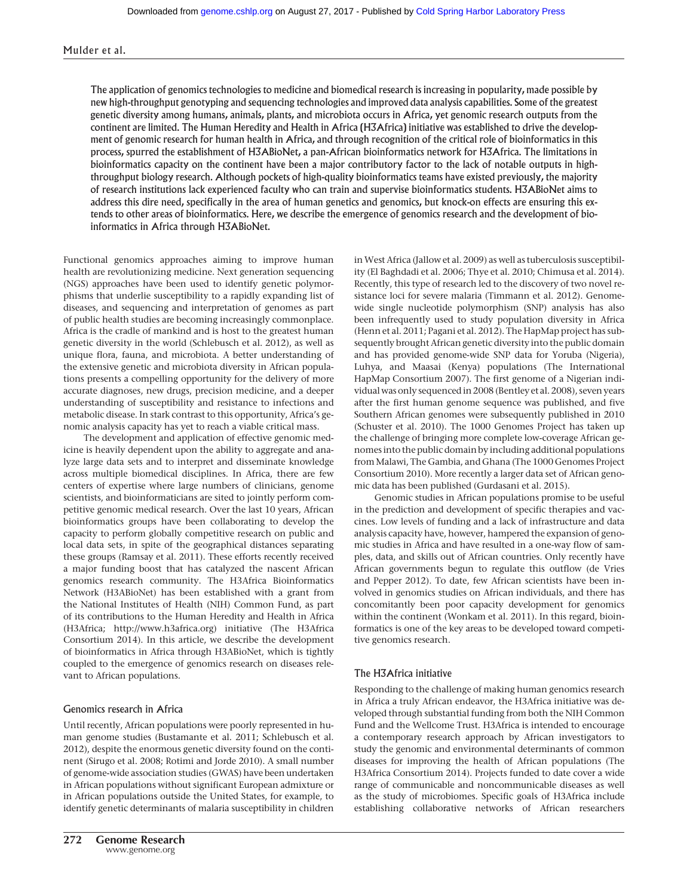**The application of genomics technologies to medicine and biomedical research is increasing in popularity, made possible by new high-throughput genotyping and sequencing technologies and improved data analysis capabilities. Some of the greatest genetic diversity among humans, animals, plants, and microbiota occurs in Africa, yet genomic research outputs from the continent are limited. The Human Heredity and Health in Africa (H3Africa) initiative was established to drive the development of genomic research for human health in Africa, and through recognition of the critical role of bioinformatics in this process, spurred the establishment of H3ABioNet, a pan-African bioinformatics network for H3Africa. The limitations in bioinformatics capacity on the continent have been a major contributory factor to the lack of notable outputs in high-throughput biology research. Although pockets of high-quality bioinformatics teams have existed previously, the majority of research institutions lack experienced faculty who can train and supervise bioinformatics students. H3ABioNet aims to address this dire need, specifically in the area of human genetics and genomics, but knock-on effects are ensuring this extends to other areas of bioinformatics. Here, we describe the emergence of genomics research and the development of bioinformatics in Africa through H3ABioNet.**

Functional genomics approaches aiming to improve human health are revolutionizing medicine. Next generation sequencing (NGS) approaches have been used to identify genetic polymorphisms that underlie susceptibility to a rapidly expanding list of diseases, and sequencing and interpretation of genomes as part of public health studies are becoming increasingly commonplace. Africa is the cradle of mankind and is host to the greatest human genetic diversity in the world (Schlebusch et al. 2012), as well as unique flora, fauna, and microbiota. A better understanding of the extensive genetic and microbiota diversity in African populations presents a compelling opportunity for the delivery of more accurate diagnoses, new drugs, precision medicine, and a deeper understanding of susceptibility and resistance to infections and metabolic disease. In stark contrast to this opportunity, Africa's genomic analysis capacity has yet to reach a viable critical mass.

The development and application of effective genomic medicine is heavily dependent upon the ability to aggregate and analyze large data sets and to interpret and disseminate knowledge across multiple biomedical disciplines. In Africa, there are few centers of expertise where large numbers of clinicians, genome scientists, and bioinformaticians are sited to jointly perform competitive genomic medical research. Over the last 10 years, African bioinformatics groups have been collaborating to develop the capacity to perform globally competitive research on public and local data sets, in spite of the geographical distances separating these groups (Ramsay et al. 2011). These efforts recently received a major funding boost that has catalyzed the nascent African genomics research community. The H3Africa Bioinformatics Network (H3ABioNet) has been established with a grant from the National Institutes of Health (NIH) Common Fund, as part of its contributions to the Human Heredity and Health in Africa (H3Africa; http://www.h3africa.org) initiative (The H3Africa Consortium 2014). In this article, we describe the development of bioinformatics in Africa through H3ABioNet, which is tightly coupled to the emergence of genomics research on diseases relevant to African populations.

## Genomics research in Africa

Until recently, African populations were poorly represented in human genome studies (Bustamante et al. 2011; Schlebusch et al. 2012), despite the enormous genetic diversity found on the continent (Sirugo et al. 2008; Rotimi and Jorde 2010). A small number of genome-wide association studies (GWAS) have been undertaken in African populations without significant European admixture or in African populations outside the United States, for example, to identify genetic determinants of malaria susceptibility in children in West Africa (Jallow et al. 2009) as well as tuberculosis susceptibility (El Baghdadi et al. 2006; Thye et al. 2010; Chimusa et al. 2014). Recently, this type of research led to the discovery of two novel resistance loci for severe malaria (Timmann et al. 2012). Genome-wide single nucleotide polymorphism (SNP) analysis has also been infrequently used to study population diversity in Africa (Henn et al. 2011; Pagani et al. 2012). The HapMap project has subsequently brought African genetic diversity into the public domain and has provided genome-wide SNP data for Yoruba (Nigeria), Luhya, and Maasai (Kenya) populations (The International HapMap Consortium 2007). The first genome of a Nigerian individual was only sequenced in 2008 (Bentley et al. 2008), seven years after the first human genome sequence was published, and five Southern African genomes were subsequently published in 2010 (Schuster et al. 2010). The 1000 Genomes Project has taken up the challenge of bringing more complete low-coverage African genomes into the public domain by including additional populations from Malawi, The Gambia, and Ghana (The 1000 Genomes Project Consortium 2010). More recently a larger data set of African genomic data has been published (Gurdasani et al. 2015).

Genomic studies in African populations promise to be useful in the prediction and development of specific therapies and vaccines. Low levels of funding and a lack of infrastructure and data analysis capacity have, however, hampered the expansion of genomic studies in Africa and have resulted in a one-way flow of samples, data, and skills out of African countries. Only recently have African governments begun to regulate this outflow (de Vries and Pepper 2012). To date, few African scientists have been involved in genomics studies on African individuals, and there has concomitantly been poor capacity development for genomics within the continent (Wonkam et al. 2011). In this regard, bioinformatics is one of the key areas to be developed toward competitive genomics research.

## The H3Africa initiative

Responding to the challenge of making human genomics research in Africa a truly African endeavor, the H3Africa initiative was developed through substantial funding from both the NIH Common Fund and the Wellcome Trust. H3Africa is intended to encourage a contemporary research approach by African investigators to study the genomic and environmental determinants of common diseases for improving the health of African populations (The H3Africa Consortium 2014). Projects funded to date cover a wide range of communicable and noncommunicable diseases as well as the study of microbiomes. Specific goals of H3Africa include establishing collaborative networks of African researchers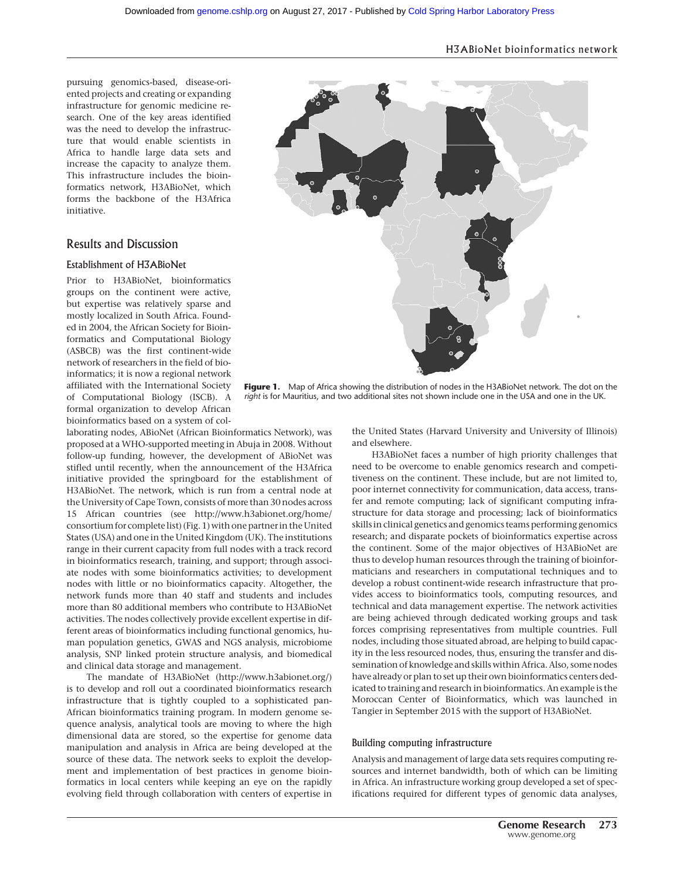pursuing genomics-based, disease-oriented projects and creating or expanding infrastructure for genomic medicine research. One of the key areas identified was the need to develop the infrastructure that would enable scientists in Africa to handle large data sets and increase the capacity to analyze them. This infrastructure includes the bioinformatics network, H3ABioNet, which forms the backbone of the H3Africa initiative.

**Figure 1.** Map of Africa showing the distribution of nodes in the H3ABioNet network. The dot on the *right* is for Mauritius, and two additional sites not shown include one in the USA and one in the UK.

## Results and Discussion

### Establishment of H3ABioNet

Prior to H3ABioNet, bioinformatics groups on the continent were active, but expertise was relatively sparse and mostly localized in South Africa. Founded in 2004, the African Society for Bioinformatics and Computational Biology (ASBCB) was the first continent-wide network of researchers in the field of bioinformatics; it is now a regional network affiliated with the International Society of Computational Biology (ISCB). A formal organization to develop African bioinformatics based on a system of collaborating nodes, ABioNet (African Bioinformatics Network), was proposed at a WHO-supported meeting in Abuja in 2008. Without follow-up funding, however, the development of ABioNet was stifled until recently, when the announcement of the H3Africa initiative provided the springboard for the establishment of H3ABioNet. The network, which is run from a central node at the University of Cape Town, consists of more than 30 nodes across 15 African countries (see http://www.h3abionet.org/home/consortium for complete list) (Fig. 1) with one partner in the United States (USA) and one in the United Kingdom (UK). The institutions range in their current capacity from full nodes with a track record in bioinformatics research, training, and support; through associate nodes with some bioinformatics activities; to development nodes with little or no bioinformatics capacity. Altogether, the network funds more than 40 staff and students and includes more than 80 additional members who contribute to H3ABioNet activities. The nodes collectively provide excellent expertise in different areas of bioinformatics including functional genomics, human population genetics, GWAS and NGS analysis, microbiome analysis, SNP linked protein structure analysis, and biomedical and clinical data storage and management.

The mandate of H3ABioNet (http://www.h3abionet.org/) is to develop and roll out a coordinated bioinformatics research infrastructure that is tightly coupled to a sophisticated pan-African bioinformatics training program. In modern genome sequence analysis, analytical tools are moving to where the high dimensional data are stored, so the expertise for genome data manipulation and analysis in Africa are being developed at the source of these data. The network seeks to exploit the development and implementation of best practices in genome bioinformatics in local centers while keeping an eye on the rapidly evolving field through collaboration with centers of expertise in the United States (Harvard University and University of Illinois) and elsewhere.

H3ABioNet faces a number of high priority challenges that need to be overcome to enable genomics research and competitiveness on the continent. These include, but are not limited to, poor internet connectivity for communication, data access, transfer and remote computing; lack of significant computing infrastructure for data storage and processing; lack of bioinformatics skills in clinical genetics and genomics teams performing genomics research; and disparate pockets of bioinformatics expertise across the continent. Some of the major objectives of H3ABioNet are thus to develop human resources through the training of bioinformaticians and researchers in computational techniques and to develop a robust continent-wide research infrastructure that provides access to bioinformatics tools, computing resources, and technical and data management expertise. The network activities are being achieved through dedicated working groups and task forces comprising representatives from multiple countries. Full nodes, including those situated abroad, are helping to build capacity in the less resourced nodes, thus, ensuring the transfer and dissemination of knowledge and skills within Africa. Also, some nodes have already or plan to set up their own bioinformatics centers dedicated to training and research in bioinformatics. An example is the Moroccan Center of Bioinformatics, which was launched in Tangier in September 2015 with the support of H3ABioNet.

### Building computing infrastructure

Analysis and management of large data sets requires computing resources and internet bandwidth, both of which can be limiting in Africa. An infrastructure working group developed a set of specifications required for different types of genomic data analyses,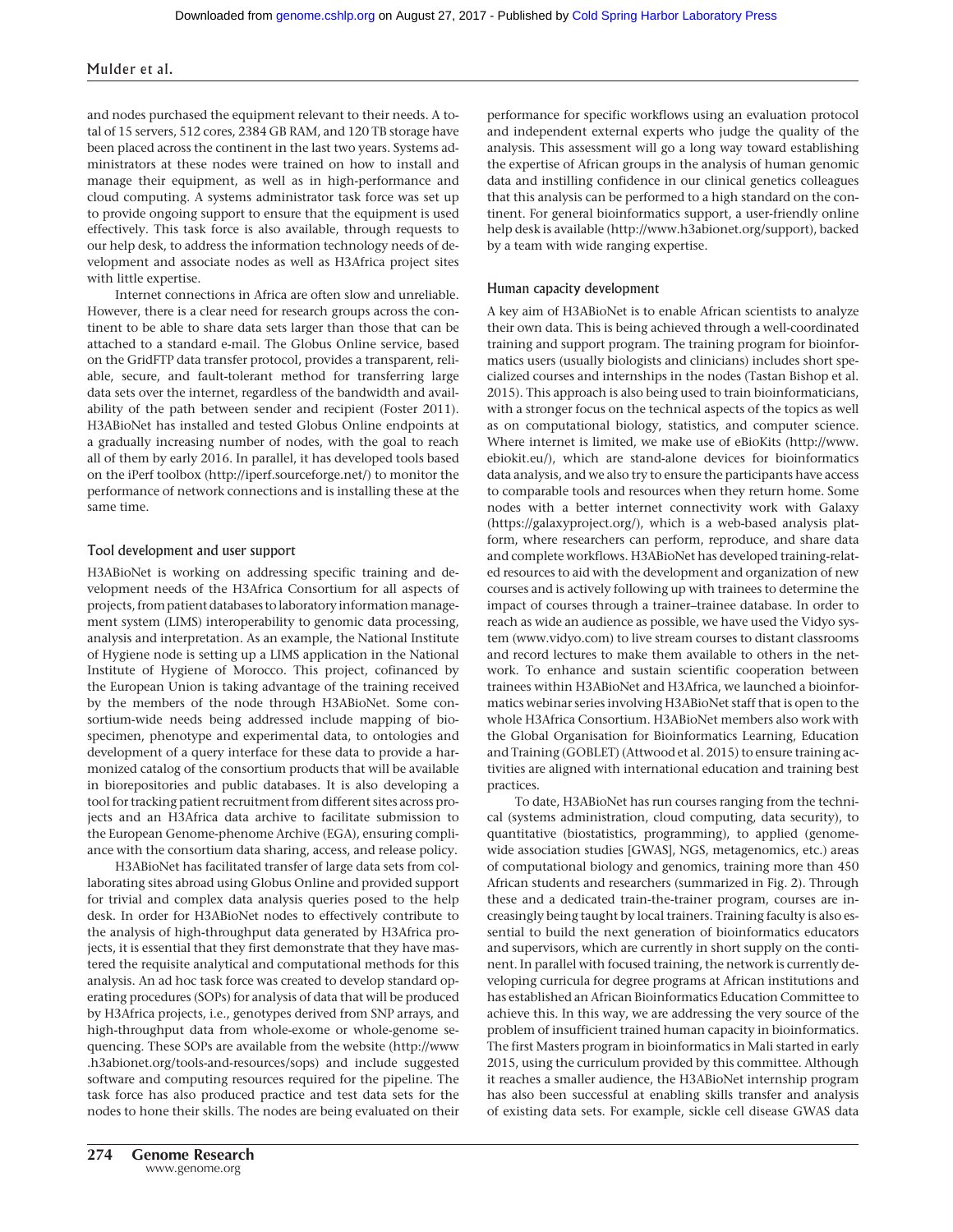and nodes purchased the equipment relevant to their needs. A total of 15 servers, 512 cores, 2384 GB RAM, and 120 TB storage have been placed across the continent in the last two years. Systems administrators at these nodes were trained on how to install and manage their equipment, as well as in high-performance and cloud computing. A systems administrator task force was set up to provide ongoing support to ensure that the equipment is used effectively. This task force is also available, through requests to our help desk, to address the information technology needs of development and associate nodes as well as H3Africa project sites with little expertise.

Internet connections in Africa are often slow and unreliable. However, there is a clear need for research groups across the continent to be able to share data sets larger than those that can be attached to a standard e-mail. The Globus Online service, based on the GridFTP data transfer protocol, provides a transparent, reliable, secure, and fault-tolerant method for transferring large data sets over the internet, regardless of the bandwidth and availability of the path between sender and recipient (Foster 2011). H3ABioNet has installed and tested Globus Online endpoints at a gradually increasing number of nodes, with the goal to reach all of them by early 2016. In parallel, it has developed tools based on the iPerf toolbox (http://iperf.sourceforge.net/) to monitor the performance of network connections and is installing these at the same time.

### Tool development and user support

H3ABioNet is working on addressing specific training and development needs of the H3Africa Consortium for all aspects of projects, from patient databases to laboratory information management system (LIMS) interoperability to genomic data processing, analysis and interpretation. As an example, the National Institute of Hygiene node is setting up a LIMS application in the National Institute of Hygiene of Morocco. This project, cofinanced by the European Union is taking advantage of the training received by the members of the node through H3ABioNet. Some consortium-wide needs being addressed include mapping of biospecimen, phenotype and experimental data, to ontologies and development of a query interface for these data to provide a harmonized catalog of the consortium products that will be available in biorepositories and public databases. It is also developing a tool for tracking patient recruitment from different sites across projects and an H3Africa data archive to facilitate submission to the European Genome-phenome Archive (EGA), ensuring compliance with the consortium data sharing, access, and release policy.

H3ABioNet has facilitated transfer of large data sets from collaborating sites abroad using Globus Online and provided support for trivial and complex data analysis queries posed to the help desk. In order for H3ABioNet nodes to effectively contribute to the analysis of high-throughput data generated by H3Africa projects, it is essential that they first demonstrate that they have mastered the requisite analytical and computational methods for this analysis. An ad hoc task force was created to develop standard operating procedures (SOPs) for analysis of data that will be produced by H3Africa projects, i.e., genotypes derived from SNP arrays, and high-throughput data from whole-exome or whole-genome sequencing. These SOPs are available from the website (http://www.h3abionet.org/tools-and-resources/sops) and include suggested software and computing resources required for the pipeline. The task force has also produced practice and test data sets for the nodes to hone their skills. The nodes are being evaluated on their performance for specific workflows using an evaluation protocol and independent external experts who judge the quality of the analysis. This assessment will go a long way toward establishing the expertise of African groups in the analysis of human genomic data and instilling confidence in our clinical genetics colleagues that this analysis can be performed to a high standard on the continent. For general bioinformatics support, a user-friendly online help desk is available (http://www.h3abionet.org/support), backed by a team with wide ranging expertise.

### Human capacity development

A key aim of H3ABioNet is to enable African scientists to analyze their own data. This is being achieved through a well-coordinated training and support program. The training program for bioinformatics users (usually biologists and clinicians) includes short specialized courses and internships in the nodes (Tastan Bishop et al. 2015). This approach is also being used to train bioinformaticians, with a stronger focus on the technical aspects of the topics as well as on computational biology, statistics, and computer science. Where internet is limited, we make use of eBioKits (http://www.ebiokit.eu/), which are stand-alone devices for bioinformatics data analysis, and we also try to ensure the participants have access to comparable tools and resources when they return home. Some nodes with a better internet connectivity work with Galaxy (https://galaxyproject.org/), which is a web-based analysis platform, where researchers can perform, reproduce, and share data and complete workflows. H3ABioNet has developed training-related resources to aid with the development and organization of new courses and is actively following up with trainees to determine the impact of courses through a trainer–trainee database. In order to reach as wide an audience as possible, we have used the Vidyo system (www.vidyo.com) to live stream courses to distant classrooms and record lectures to make them available to others in the network. To enhance and sustain scientific cooperation between trainees within H3ABioNet and H3Africa, we launched a bioinformatics webinar series involving H3ABioNet staff that is open to the whole H3Africa Consortium. H3ABioNet members also work with the Global Organisation for Bioinformatics Learning, Education and Training (GOBLET) (Attwood et al. 2015) to ensure training activities are aligned with international education and training best practices.

To date, H3ABioNet has run courses ranging from the technical (systems administration, cloud computing, data security), to quantitative (biostatistics, programming), to applied (genome-wide association studies [GWAS], NGS, metagenomics, etc.) areas of computational biology and genomics, training more than 450 African students and researchers (summarized in Fig. 2). Through these and a dedicated train-the-trainer program, courses are increasingly being taught by local trainers. Training faculty is also essential to build the next generation of bioinformatics educators and supervisors, which are currently in short supply on the continent. In parallel with focused training, the network is currently developing curricula for degree programs at African institutions and has established an African Bioinformatics Education Committee to achieve this. In this way, we are addressing the very source of the problem of insufficient trained human capacity in bioinformatics. The first Masters program in bioinformatics in Mali started in early 2015, using the curriculum provided by this committee. Although it reaches a smaller audience, the H3ABioNet internship program has also been successful at enabling skills transfer and analysis of existing data sets. For example, sickle cell disease GWAS data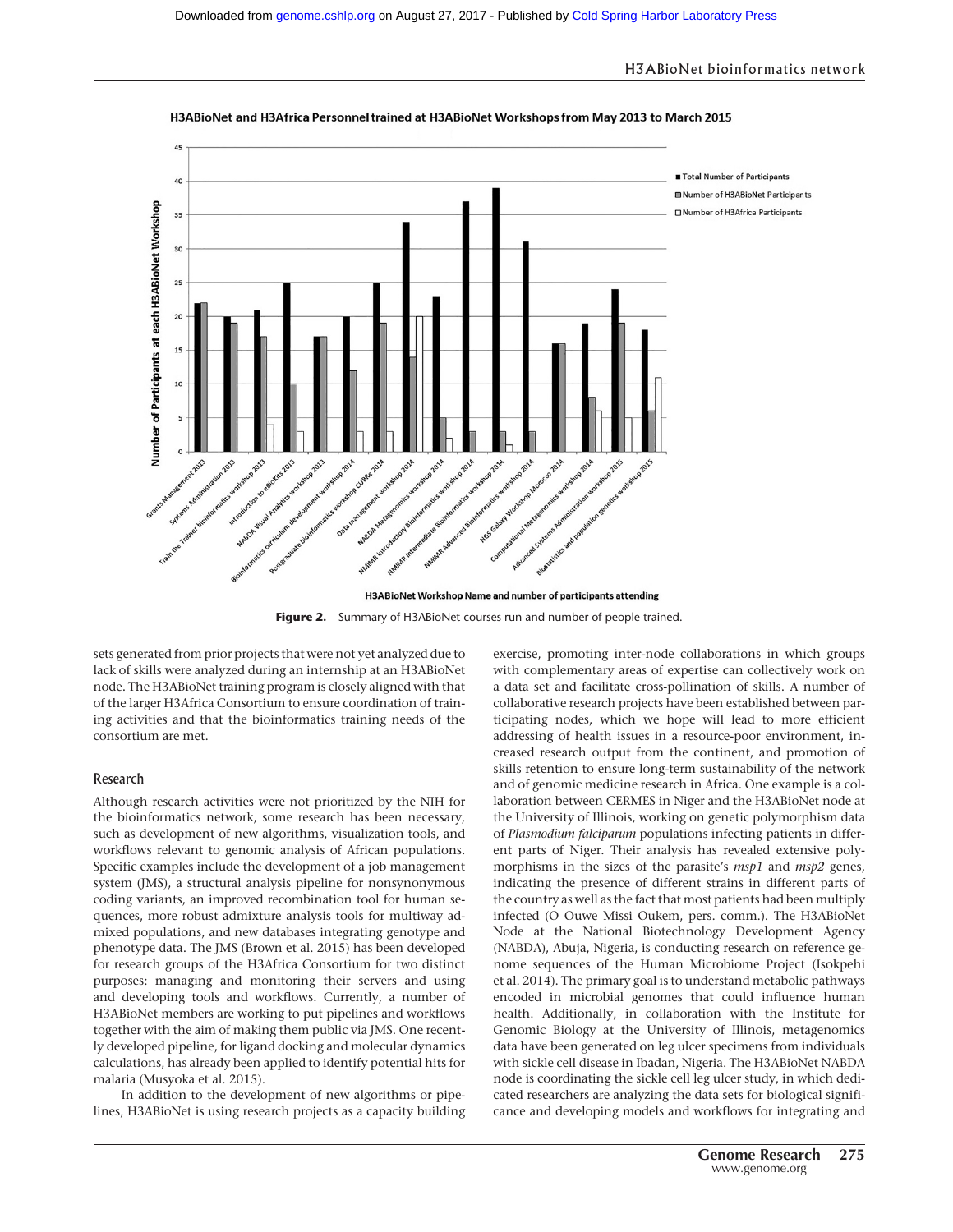**Figure 2.** Summary of H3ABioNet courses run and number of people trained.

sets generated from prior projects that were not yet analyzed due to lack of skills were analyzed during an internship at an H3ABioNet node. The H3ABioNet training program is closely aligned with that of the larger H3Africa Consortium to ensure coordination of training activities and that the bioinformatics training needs of the consortium are met.

## Research

Although research activities were not prioritized by the NIH for the bioinformatics network, some research has been necessary, such as development of new algorithms, visualization tools, and workflows relevant to genomic analysis of African populations. Specific examples include the development of a job management system (JMS), a structural analysis pipeline for nonsynonymous coding variants, an improved recombination tool for human sequences, more robust admixture analysis tools for multiway admixed populations, and new databases integrating genotype and phenotype data. The JMS (Brown et al. 2015) has been developed for research groups of the H3Africa Consortium for two distinct purposes: managing and monitoring their servers and using and developing tools and workflows. Currently, a number of H3ABioNet members are working to put pipelines and workflows together with the aim of making them public via JMS. One recently developed pipeline, for ligand docking and molecular dynamics calculations, has already been applied to identify potential hits for malaria (Musyoka et al. 2015).

In addition to the development of new algorithms or pipelines, H3ABioNet is using research projects as a capacity building exercise, promoting inter-node collaborations in which groups with complementary areas of expertise can collectively work on a data set and facilitate cross-pollination of skills. A number of collaborative research projects have been established between participating nodes, which we hope will lead to more efficient addressing of health issues in a resource-poor environment, increased research output from the continent, and promotion of skills retention to ensure long-term sustainability of the network and of genomic medicine research in Africa. One example is a collaboration between CERMES in Niger and the H3ABioNet node at the University of Illinois, working on genetic polymorphism data of *Plasmodium falciparum* populations infecting patients in different parts of Niger. Their analysis has revealed extensive polymorphisms in the sizes of the parasite's *msp1* and *msp2* genes, indicating the presence of different strains in different parts of the country as well as the fact that most patients had been multiply infected (O Ouwe Missi Oukem, pers. comm.). The H3ABioNet Node at the National Biotechnology Development Agency (NABDA), Abuja, Nigeria, is conducting research on reference genome sequences of the Human Microbiome Project (Isokpehi et al. 2014). The primary goal is to understand metabolic pathways encoded in microbial genomes that could influence human health. Additionally, in collaboration with the Institute for Genomic Biology at the University of Illinois, metagenomics data have been generated on leg ulcer specimens from individuals with sickle cell disease in Ibadan, Nigeria. The H3ABioNet NABDA node is coordinating the sickle cell leg ulcer study, in which dedicated researchers are analyzing the data sets for biological significance and developing models and workflows for integrating and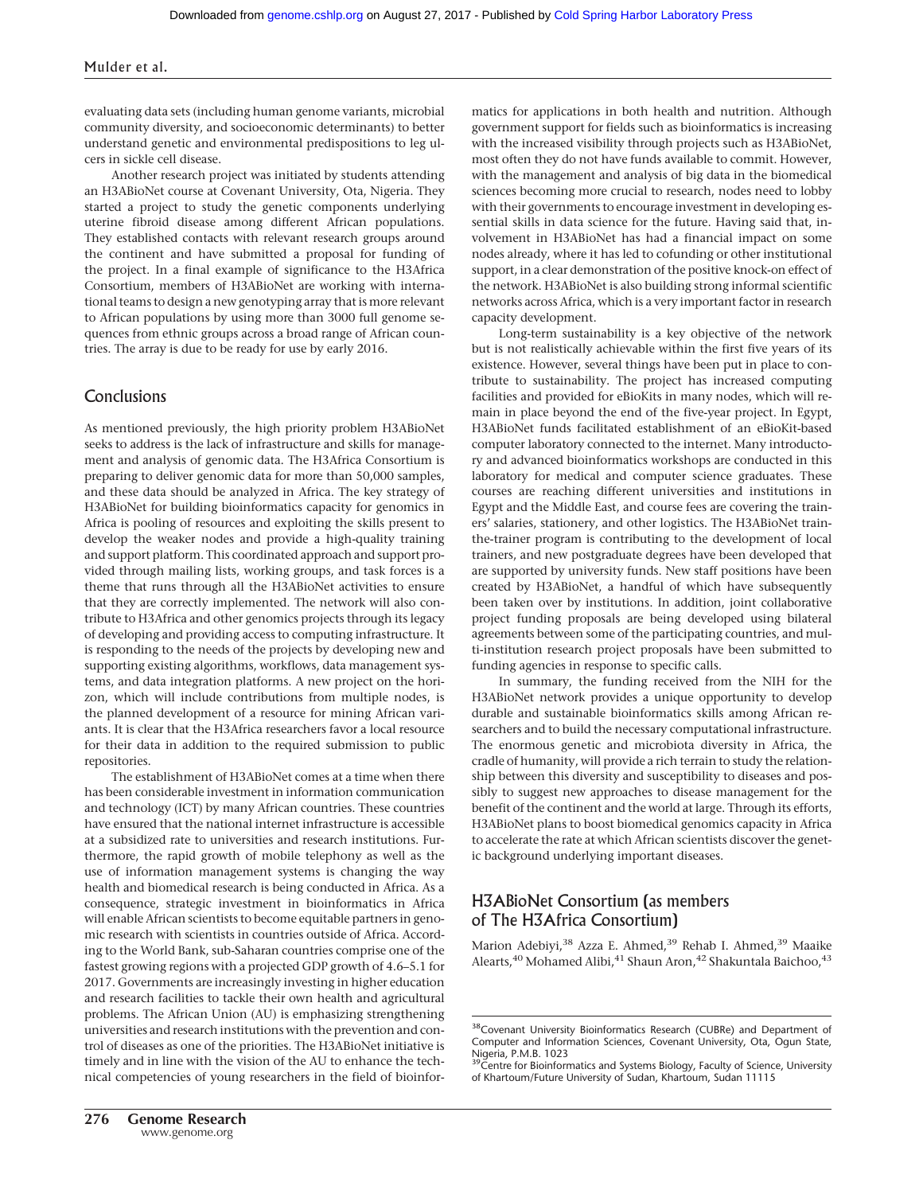evaluating data sets (including human genome variants, microbial community diversity, and socioeconomic determinants) to better understand genetic and environmental predispositions to leg ulcers in sickle cell disease.

Another research project was initiated by students attending an H3ABioNet course at Covenant University, Ota, Nigeria. They started a project to study the genetic components underlying uterine fibroid disease among different African populations. They established contacts with relevant research groups around the continent and have submitted a proposal for funding of the project. In a final example of significance to the H3Africa Consortium, members of H3ABioNet are working with international teams to design a new genotyping array that is more relevant to African populations by using more than 3000 full genome sequences from ethnic groups across a broad range of African countries. The array is due to be ready for use by early 2016.

## Conclusions

As mentioned previously, the high priority problem H3ABioNet seeks to address is the lack of infrastructure and skills for management and analysis of genomic data. The H3Africa Consortium is preparing to deliver genomic data for more than 50,000 samples, and these data should be analyzed in Africa. The key strategy of H3ABioNet for building bioinformatics capacity for genomics in Africa is pooling of resources and exploiting the skills present to develop the weaker nodes and provide a high-quality training and support platform. This coordinated approach and support provided through mailing lists, working groups, and task forces is a theme that runs through all the H3ABioNet activities to ensure that they are correctly implemented. The network will also contribute to H3Africa and other genomics projects through its legacy of developing and providing access to computing infrastructure. It is responding to the needs of the projects by developing new and supporting existing algorithms, workflows, data management systems, and data integration platforms. A new project on the horizon, which will include contributions from multiple nodes, is the planned development of a resource for mining African variants. It is clear that the H3Africa researchers favor a local resource for their data in addition to the required submission to public repositories.

The establishment of H3ABioNet comes at a time when there has been considerable investment in information communication and technology (ICT) by many African countries. These countries have ensured that the national internet infrastructure is accessible at a subsidized rate to universities and research institutions. Furthermore, the rapid growth of mobile telephony as well as the use of information management systems is changing the way health and biomedical research is being conducted in Africa. As a consequence, strategic investment in bioinformatics in Africa will enable African scientists to become equitable partners in genomic research with scientists in countries outside of Africa. According to the World Bank, sub-Saharan countries comprise one of the fastest growing regions with a projected GDP growth of 4.6–5.1 for 2017. Governments are increasingly investing in higher education and research facilities to tackle their own health and agricultural problems. The African Union (AU) is emphasizing strengthening universities and research institutions with the prevention and control of diseases as one of the priorities. The H3ABioNet initiative is timely and in line with the vision of the AU to enhance the technical competencies of young researchers in the field of bioinformatics for applications in both health and nutrition. Although government support for fields such as bioinformatics is increasing with the increased visibility through projects such as H3ABioNet, most often they do not have funds available to commit. However, with the management and analysis of big data in the biomedical sciences becoming more crucial to research, nodes need to lobby with their governments to encourage investment in developing essential skills in data science for the future. Having said that, involvement in H3ABioNet has had a financial impact on some nodes already, where it has led to cofunding or other institutional support, in a clear demonstration of the positive knock-on effect of the network. H3ABioNet is also building strong informal scientific networks across Africa, which is a very important factor in research capacity development.

Long-term sustainability is a key objective of the network but is not realistically achievable within the first five years of its existence. However, several things have been put in place to contribute to sustainability. The project has increased computing facilities and provided for eBioKits in many nodes, which will remain in place beyond the end of the five-year project. In Egypt, H3ABioNet funds facilitated establishment of an eBioKit-based computer laboratory connected to the internet. Many introductory and advanced bioinformatics workshops are conducted in this laboratory for medical and computer science graduates. These courses are reaching different universities and institutions in Egypt and the Middle East, and course fees are covering the trainers' salaries, stationery, and other logistics. The H3ABioNet train-the-trainer program is contributing to the development of local trainers, and new postgraduate degrees have been developed that are supported by university funds. New staff positions have been created by H3ABioNet, a handful of which have subsequently been taken over by institutions. In addition, joint collaborative project funding proposals are being developed using bilateral agreements between some of the participating countries, and multi-institution research project proposals have been submitted to funding agencies in response to specific calls.

In summary, the funding received from the NIH for the H3ABioNet network provides a unique opportunity to develop durable and sustainable bioinformatics skills among African researchers and to build the necessary computational infrastructure. The enormous genetic and microbiota diversity in Africa, the cradle of humanity, will provide a rich terrain to study the relationship between this diversity and susceptibility to diseases and possibly to suggest new approaches to disease management for the benefit of the continent and the world at large. Through its efforts, H3ABioNet plans to boost biomedical genomics capacity in Africa to accelerate the rate at which African scientists discover the genetic background underlying important diseases.

## H3ABioNet Consortium (as members of The H3Africa Consortium)

Marion Adebiyi,[38] Azza E. Ahmed,[39] Rehab I. Ahmed,[39] Maaike Alearts,[40] Mohamed Alibi,[41] Shaun Aron,[42] Shakuntala Baichoo,[43]

[38]Covenant University Bioinformatics Research (CUBRe) and Department of Computer and Information Sciences, Covenant University, Ota, Ogun State, Nigeria, P.M.B. 1023

[39]Centre for Bioinformatics and Systems Biology, Faculty of Science, University of Khartoum/Future University of Sudan, Khartoum, Sudan 11115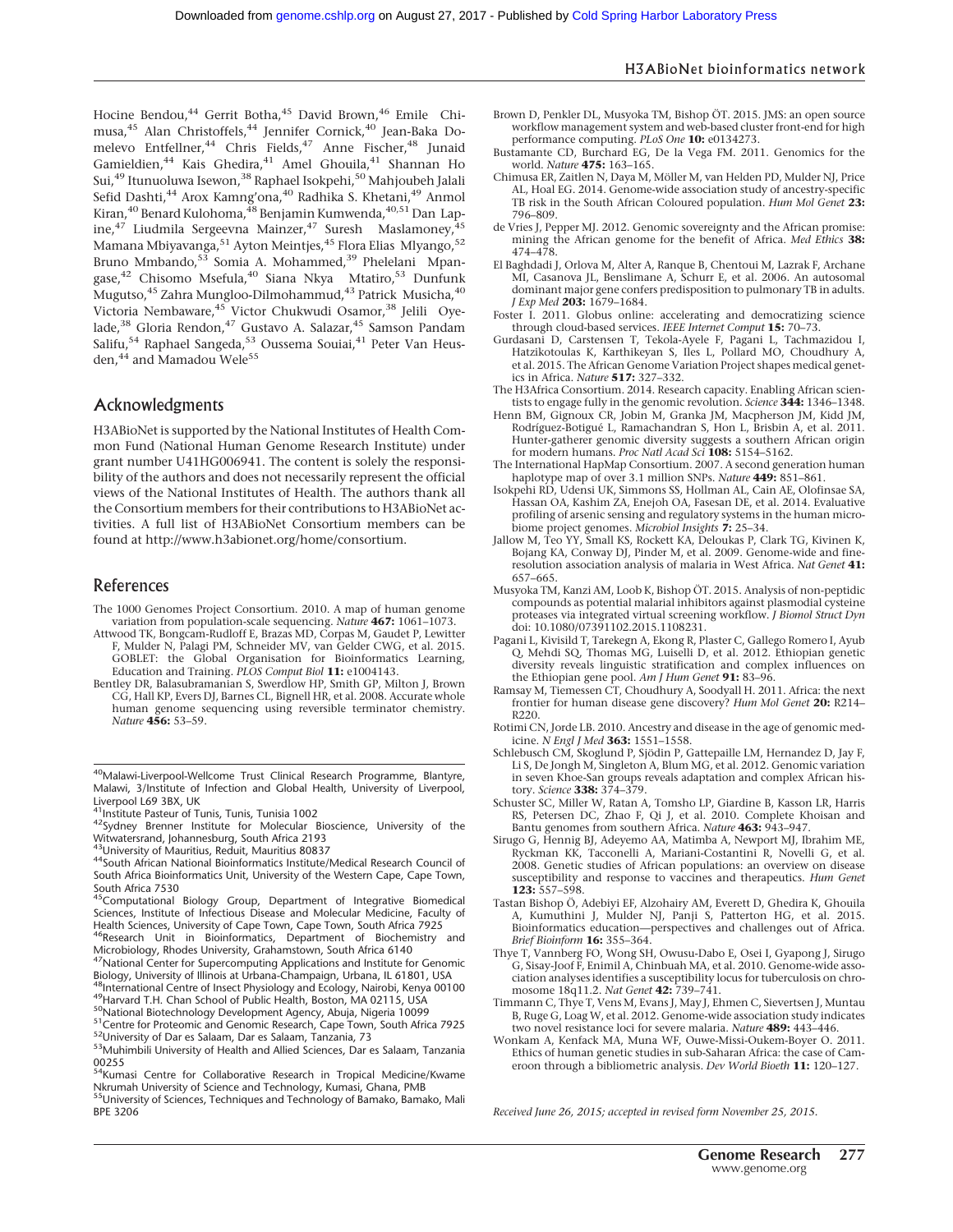Hocine Bendou,[44] Gerrit Botha,[45] David Brown,[46] Emile Chimusa,[45] Alan Christoffels,[44] Jennifer Cornick,[40] Jean-Baka Domelevo Entfellner,[44] Chris Fields,[47] Anne Fischer,[48] Junaid Gamieldien,[44] Kais Ghedira,[41] Amel Ghouila,[41] Shannan Ho Sui,[49] Itunuoluwa Isewon,[38] Raphael Isokpehi,[50] Mahjoubeh Jalali Sefid Dashti,[44] Arox Kamng'ona,[40] Radhika S. Khetani,[49] Anmol Kiran,[40] Benard Kulohoma,[48] Benjamin Kumwenda,[40,51] Dan Lapine,[47] Liudmila Sergeevna Mainzer,[47] Suresh Maslamoney,[45] Mamana Mbiyavanga,[51] Ayton Meintjes,[45] Flora Elias Mlyango,[52] Bruno Mmbando,[53] Somia A. Mohammed,[39] Phelelani Mpangase,[42] Chisomo Msefula,[40] Siana Nkya Mtatiro,[53] Dunfunk Mugutso,[45] Zahra Mungloo-Dilmohammud,[43] Patrick Musicha,[40] Victoria Nembaware,[45] Victor Chukwudi Osamor,[38] Jelili Oyelade,[38] Gloria Rendon,[47] Gustavo A. Salazar,[45] Samson Pandam Salifu,[54] Raphael Sangeda,[53] Oussema Souiai,[41] Peter Van Heusden,[44] and Mamadou Wele[55]

## Acknowledgments

H3ABioNet is supported by the National Institutes of Health Common Fund (National Human Genome Research Institute) under grant number U41HG006941. The content is solely the responsibility of the authors and does not necessarily represent the official views of the National Institutes of Health. The authors thank all the Consortium members for their contributions to H3ABioNet activities. A full list of H3ABioNet Consortium members can be found at http://www.h3abionet.org/home/consortium.

## References

The 1000 Genomes Project Consortium. 2010. A map of human genome variation from population-scale sequencing. *Nature* **467:** 1061–1073.

Attwood TK, Bongcam-Rudloff E, Brazas MD, Corpas M, Gaudet P, Lewitter F, Mulder N, Palagi PM, Schneider MV, van Gelder CWG, et al. 2015. GOBLET: the Global Organisation for Bioinformatics Learning, Education and Training. *PLOS Comput Biol* **11:** e1004143.

Bentley DR, Balasubramanian S, Swerdlow HP, Smith GP, Milton J, Brown CG, Hall KP, Evers DJ, Barnes CL, Bignell HR, et al. 2008. Accurate whole human genome sequencing using reversible terminator chemistry. *Nature* **456:** 53–59.

Brown D, Penkler DL, Musyoka TM, Bishop ÖT. 2015. JMS: an open source workflow management system and web-based cluster front-end for high performance computing. *PLoS One* **10:** e0134273.

Bustamante CD, Burchard EG, De la Vega FM. 2011. Genomics for the world. *Nature* **475:** 163–165.

Chimusa ER, Zaitlen N, Daya M, Möller M, van Helden PD, Mulder NJ, Price AL, Hoal EG. 2014. Genome-wide association study of ancestry-specific TB risk in the South African Coloured population. *Hum Mol Genet* **23:** 796–809.

de Vries J, Pepper MJ. 2012. Genomic sovereignty and the African promise: mining the African genome for the benefit of Africa. *Med Ethics* **38:** 474–478.

El Baghdadi J, Orlova M, Alter A, Ranque B, Chentoui M, Lazrak F, Archane MI, Casanova JL, Benslimane A, Schurr E, et al. 2006. An autosomal dominant major gene confers predisposition to pulmonary TB in adults. *J Exp Med* **203:** 1679–1684.

Foster I. 2011. Globus online: accelerating and democratizing science through cloud-based services. *IEEE Internet Comput* **15:** 70–73.

Gurdasani D, Carstensen T, Tekola-Ayele F, Pagani L, Tachmazidou I, Hatzikotoulas K, Karthikeyan S, Iles L, Pollard MO, Choudhury A, et al. 2015. The African Genome Variation Project shapes medical genetics in Africa. *Nature* **517:** 327–332.

The H3Africa Consortium. 2014. Research capacity. Enabling African scientists to engage fully in the genomic revolution. *Science* **344:** 1346–1348.

Henn BM, Gignoux CR, Jobin M, Granka JM, Macpherson JM, Kidd JM, Rodríguez-Botigué L, Ramachandran S, Hon L, Brisbin A, et al. 2011. Hunter-gatherer genomic diversity suggests a southern African origin for modern humans. *Proc Natl Acad Sci* **108:** 5154–5162.

The International HapMap Consortium. 2007. A second generation human haplotype map of over 3.1 million SNPs. *Nature* **449:** 851–861.

Isokpehi RD, Udensi UK, Simmons SS, Hollman AL, Cain AE, Olofinsae SA, Hassan OA, Kashim ZA, Enejoh OA, Fasesan DE, et al. 2014. Evaluative profiling of arsenic sensing and regulatory systems in the human microbiome project genomes. *Microbiol Insights* **7:** 25–34.

Jallow M, Teo YY, Small KS, Rockett KA, Deloukas P, Clark TG, Kivinen K, Bojang KA, Conway DJ, Pinder M, et al. 2009. Genome-wide and fine-resolution association analysis of malaria in West Africa. *Nat Genet* **41:** 657–665.

Musyoka TM, Kanzi AM, Loob K, Bishop ÖT. 2015. Analysis of non-peptidic compounds as potential malarial inhibitors against plasmodial cysteine proteases via integrated virtual screening workflow. *J Biomol Struct Dyn* doi: 10.1080/07391102.2015.1108231.

Pagani L, Kivisild T, Tarekegn A, Ekong R, Plaster C, Gallego Romero I, Ayub Q, Mehdi SQ, Thomas MG, Luiselli D, et al. 2012. Ethiopian genetic diversity reveals linguistic stratification and complex influences on the Ethiopian gene pool. *Am J Hum Genet* **91:** 83–96.

Ramsay M, Tiemessen CT, Choudhury A, Soodyall H. 2011. Africa: the next frontier for human disease gene discovery? *Hum Mol Genet* **20:** R214–R220.

Rotimi CN, Jorde LB. 2010. Ancestry and disease in the age of genomic medicine. *N Engl J Med* **363:** 1551–1558.

Schlebusch CM, Skoglund P, Sjödin P, Gattepaille LM, Hernandez D, Jay F, Li S, De Jongh M, Singleton A, Blum MG, et al. 2012. Genomic variation in seven Khoe-San groups reveals adaptation and complex African history. *Science* **338:** 374–379.

Schuster SC, Miller W, Ratan A, Tomsho LP, Giardine B, Kasson LR, Harris RS, Petersen DC, Zhao F, Qi J, et al. 2010. Complete Khoisan and Bantu genomes from southern Africa. *Nature* **463:** 943–947.

Sirugo G, Hennig BJ, Adeyemo AA, Matimba A, Newport MJ, Ibrahim ME, Ryckman KK, Tacconelli A, Mariani-Costantini R, Novelli G, et al. 2008. Genetic studies of African populations: an overview on disease susceptibility and response to vaccines and therapeutics. *Hum Genet* **123:** 557–598.

Tastan Bishop Ö, Adebiyi EF, Alzohairy AM, Everett D, Ghedira K, Ghouila A, Kumuthini J, Mulder NJ, Panji S, Patterton HG, et al. 2015. Bioinformatics education—perspectives and challenges out of Africa. *Brief Bioinform* **16:** 355–364.

Thye T, Vannberg FO, Wong SH, Owusu-Dabo E, Osei I, Gyapong J, Sirugo G, Sisay-Joof F, Enimil A, Chinbuah MA, et al. 2010. Genome-wide association analyses identifies a susceptibility locus for tuberculosis on chromosome 18q11.2. *Nat Genet* **42:** 739–741.

Timmann C, Thye T, Vens M, Evans J, May J, Ehmen C, Sievertsen J, Muntau B, Ruge G, Loag W, et al. 2012. Genome-wide association study indicates two novel resistance loci for severe malaria. *Nature* **489:** 443–446.

Wonkam A, Kenfack MA, Muna WF, Ouwe-Missi-Oukem-Boyer O. 2011. Ethics of human genetic studies in sub-Saharan Africa: the case of Cameroon through a bibliometric analysis. *Dev World Bioeth* **11:** 120–127.

---

[40]Malawi-Liverpool-Wellcome Trust Clinical Research Programme, Blantyre, Malawi, 3/Institute of Infection and Global Health, University of Liverpool, Liverpool L69 3BX, UK
[41]Institute Pasteur of Tunis, Tunis, Tunisia 1002
[42]Sydney Brenner Institute for Molecular Bioscience, University of the Witwatersrand, Johannesburg, South Africa 2193
[43]University of Mauritius, Reduit, Mauritius 80837
[44]South African National Bioinformatics Institute/Medical Research Council of South Africa Bioinformatics Unit, University of the Western Cape, Cape Town, South Africa 7530
[45]Computational Biology Group, Department of Integrative Biomedical Sciences, Institute of Infectious Disease and Molecular Medicine, Faculty of Health Sciences, University of Cape Town, Cape Town, South Africa 7925
[46]Research Unit in Bioinformatics, Department of Biochemistry and Microbiology, Rhodes University, Grahamstown, South Africa 6140
[47]National Center for Supercomputing Applications and Institute for Genomic Biology, University of Illinois at Urbana-Champaign, Urbana, IL 61801, USA
[48]International Centre of Insect Physiology and Ecology, Nairobi, Kenya 00100
[49]Harvard T.H. Chan School of Public Health, Boston, MA 02115, USA
[50]National Biotechnology Development Agency, Abuja, Nigeria 10099
[51]Centre for Proteomic and Genomic Research, Cape Town, South Africa 7925
[52]University of Dar es Salaam, Dar es Salaam, Tanzania, 73
[53]Muhimbili University of Health and Allied Sciences, Dar es Salaam, Tanzania 00255
[54]Kumasi Centre for Collaborative Research in Tropical Medicine/Kwame Nkrumah University of Science and Technology, Kumasi, Ghana, PMB
[55]University of Sciences, Techniques and Technology of Bamako, Bamako, Mali BPE 3206

*Received June 26, 2015; accepted in revised form November 25, 2015.*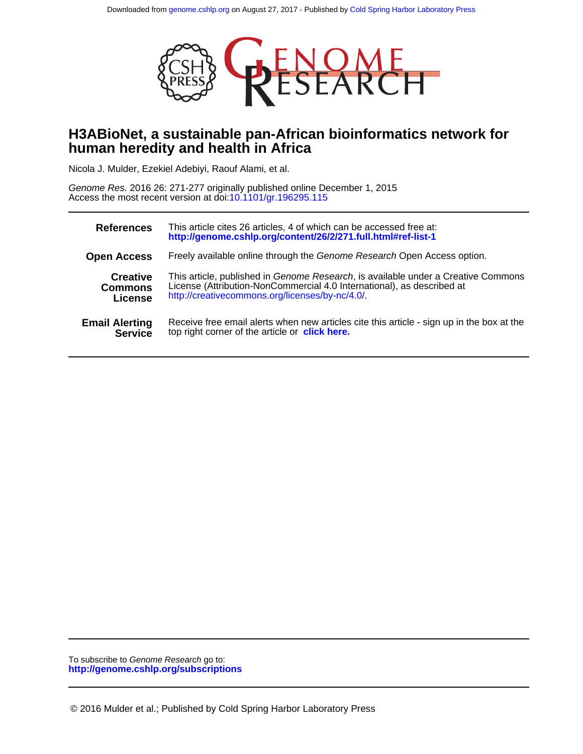Downloaded from genome.cshlp.org on August 27, 2017 - Published by Cold Spring Harbor Laboratory Press

# H3ABioNet, a sustainable pan-African bioinformatics network for human heredity and health in Africa

Nicola J. Mulder, Ezekiel Adebiyi, Raouf Alami, et al.

*Genome Res.* 2016 26: 271-277 originally published online December 1, 2015
Access the most recent version at doi:10.1101/gr.196295.115

| | |
|---|---|
| **References** | This article cites 26 articles, 4 of which can be accessed free at: **http://genome.cshlp.org/content/26/2/271.full.html#ref-list-1** |
| **Open Access** | Freely available online through the *Genome Research* Open Access option. |
| **Creative Commons License** | This article, published in *Genome Research*, is available under a Creative Commons License (Attribution-NonCommercial 4.0 International), as described at http://creativecommons.org/licenses/by-nc/4.0/. |
| **Email Alerting Service** | Receive free email alerts when new articles cite this article - sign up in the box at the top right corner of the article or **click here.** |

To subscribe to *Genome Research* go to:
**http://genome.cshlp.org/subscriptions**

© 2016 Mulder et al.; Published by Cold Spring Harbor Laboratory Press